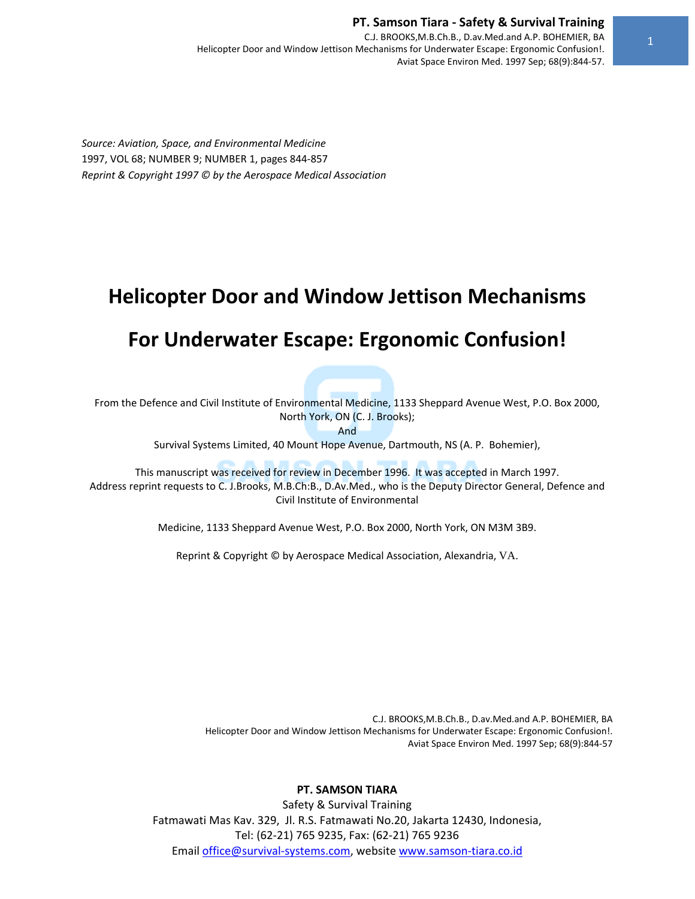*Source: Aviation, Space, and Environmental Medicine*
1997, VOL 68; NUMBER 9; NUMBER 1, pages 844-857
*Reprint & Copyright 1997 © by the Aerospace Medical Association*

# Helicopter Door and Window Jettison Mechanisms For Underwater Escape: Ergonomic Confusion!

From the Defence and Civil Institute of Environmental Medicine, 1133 Sheppard Avenue West, P.O. Box 2000, North York, ON (C. J. Brooks);
And
Survival Systems Limited, 40 Mount Hope Avenue, Dartmouth, NS (A. P. Bohemier),

This manuscript was received for review in December 1996. It was accepted in March 1997.
Address reprint requests to C. J.Brooks, M.B.Ch:B., D.Av.Med., who is the Deputy Director General, Defence and Civil Institute of Environmental

Medicine, 1133 Sheppard Avenue West, P.O. Box 2000, North York, ON M3M 3B9.

Reprint & Copyright © by Aerospace Medical Association, Alexandria, VA.

**PT. SAMSON TIARA**
Safety & Survival Training
Fatmawati Mas Kav. 329, Jl. R.S. Fatmawati No.20, Jakarta 12430, Indonesia,
Tel: (62-21) 765 9235, Fax: (62-21) 765 9236
Email office@survival-systems.com, website www.samson-tiara.co.id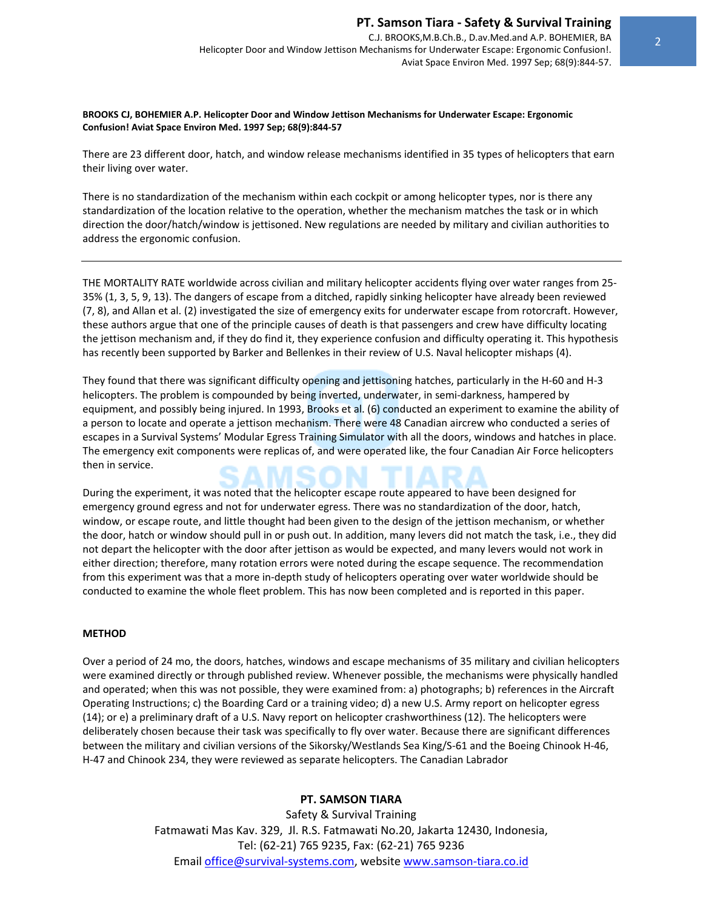**BROOKS CJ, BOHEMIER A.P. Helicopter Door and Window Jettison Mechanisms for Underwater Escape: Ergonomic Confusion! Aviat Space Environ Med. 1997 Sep; 68(9):844-57**

There are 23 different door, hatch, and window release mechanisms identified in 35 types of helicopters that earn their living over water.

There is no standardization of the mechanism within each cockpit or among helicopter types, nor is there any standardization of the location relative to the operation, whether the mechanism matches the task or in which direction the door/hatch/window is jettisoned. New regulations are needed by military and civilian authorities to address the ergonomic confusion.

---

THE MORTALITY RATE worldwide across civilian and military helicopter accidents flying over water ranges from 25-35% (1, 3, 5, 9, 13). The dangers of escape from a ditched, rapidly sinking helicopter have already been reviewed (7, 8), and Allan et al. (2) investigated the size of emergency exits for underwater escape from rotorcraft. However, these authors argue that one of the principle causes of death is that passengers and crew have difficulty locating the jettison mechanism and, if they do find it, they experience confusion and difficulty operating it. This hypothesis has recently been supported by Barker and Bellenkes in their review of U.S. Naval helicopter mishaps (4).

They found that there was significant difficulty opening and jettisoning hatches, particularly in the H-60 and H-3 helicopters. The problem is compounded by being inverted, underwater, in semi-darkness, hampered by equipment, and possibly being injured. In 1993, Brooks et al. (6) conducted an experiment to examine the ability of a person to locate and operate a jettison mechanism. There were 48 Canadian aircrew who conducted a series of escapes in a Survival Systems' Modular Egress Training Simulator with all the doors, windows and hatches in place. The emergency exit components were replicas of, and were operated like, the four Canadian Air Force helicopters then in service.

During the experiment, it was noted that the helicopter escape route appeared to have been designed for emergency ground egress and not for underwater egress. There was no standardization of the door, hatch, window, or escape route, and little thought had been given to the design of the jettison mechanism, or whether the door, hatch or window should pull in or push out. In addition, many levers did not match the task, i.e., they did not depart the helicopter with the door after jettison as would be expected, and many levers would not work in either direction; therefore, many rotation errors were noted during the escape sequence. The recommendation from this experiment was that a more in-depth study of helicopters operating over water worldwide should be conducted to examine the whole fleet problem. This has now been completed and is reported in this paper.

## METHOD

Over a period of 24 mo, the doors, hatches, windows and escape mechanisms of 35 military and civilian helicopters were examined directly or through published review. Whenever possible, the mechanisms were physically handled and operated; when this was not possible, they were examined from: a) photographs; b) references in the Aircraft Operating Instructions; c) the Boarding Card or a training video; d) a new U.S. Army report on helicopter egress (14); or e) a preliminary draft of a U.S. Navy report on helicopter crashworthiness (12). The helicopters were deliberately chosen because their task was specifically to fly over water. Because there are significant differences between the military and civilian versions of the Sikorsky/Westlands Sea King/S-61 and the Boeing Chinook H-46, H-47 and Chinook 234, they were reviewed as separate helicopters. The Canadian Labrador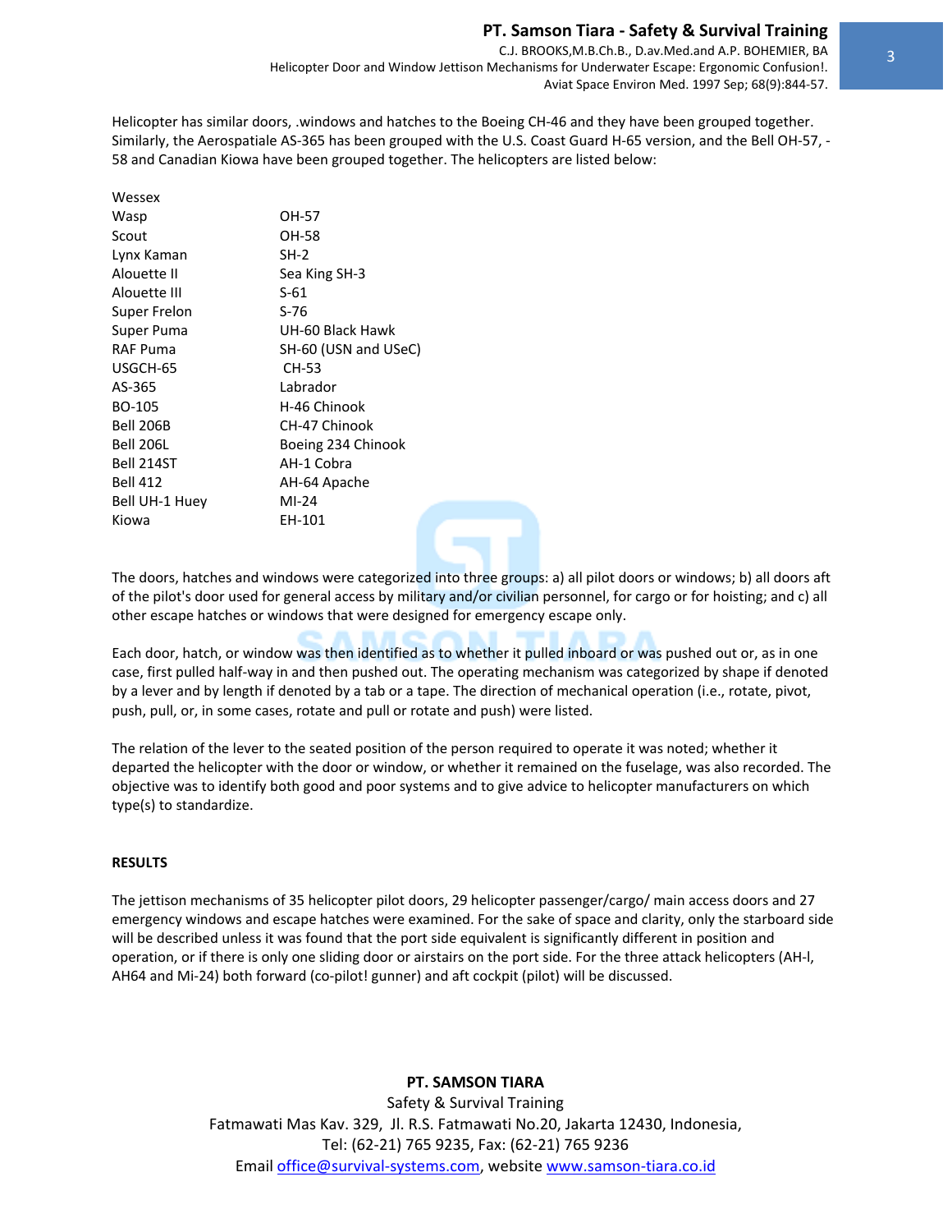Helicopter has similar doors, .windows and hatches to the Boeing CH-46 and they have been grouped together. Similarly, the Aerospatiale AS-365 has been grouped with the U.S. Coast Guard H-65 version, and the Bell OH-57, -58 and Canadian Kiowa have been grouped together. The helicopters are listed below:

| | |
|---|---|
| Wessex | |
| Wasp | OH-57 |
| Scout | OH-58 |
| Lynx Kaman | SH-2 |
| Alouette II | Sea King SH-3 |
| Alouette III | S-61 |
| Super Frelon | S-76 |
| Super Puma | UH-60 Black Hawk |
| RAF Puma | SH-60 (USN and USeC) |
| USGCH-65 | CH-53 |
| AS-365 | Labrador |
| BO-105 | H-46 Chinook |
| Bell 206B | CH-47 Chinook |
| Bell 206L | Boeing 234 Chinook |
| Bell 214ST | AH-1 Cobra |
| Bell 412 | AH-64 Apache |
| Bell UH-1 Huey | MI-24 |
| Kiowa | EH-101 |

The doors, hatches and windows were categorized into three groups: a) all pilot doors or windows; b) all doors aft of the pilot's door used for general access by military and/or civilian personnel, for cargo or for hoisting; and c) all other escape hatches or windows that were designed for emergency escape only.

Each door, hatch, or window was then identified as to whether it pulled inboard or was pushed out or, as in one case, first pulled half-way in and then pushed out. The operating mechanism was categorized by shape if denoted by a lever and by length if denoted by a tab or a tape. The direction of mechanical operation (i.e., rotate, pivot, push, pull, or, in some cases, rotate and pull or rotate and push) were listed.

The relation of the lever to the seated position of the person required to operate it was noted; whether it departed the helicopter with the door or window, or whether it remained on the fuselage, was also recorded. The objective was to identify both good and poor systems and to give advice to helicopter manufacturers on which type(s) to standardize.

**RESULTS**

The jettison mechanisms of 35 helicopter pilot doors, 29 helicopter passenger/cargo/ main access doors and 27 emergency windows and escape hatches were examined. For the sake of space and clarity, only the starboard side will be described unless it was found that the port side equivalent is significantly different in position and operation, or if there is only one sliding door or airstairs on the port side. For the three attack helicopters (AH-l, AH64 and Mi-24) both forward (co-pilot! gunner) and aft cockpit (pilot) will be discussed.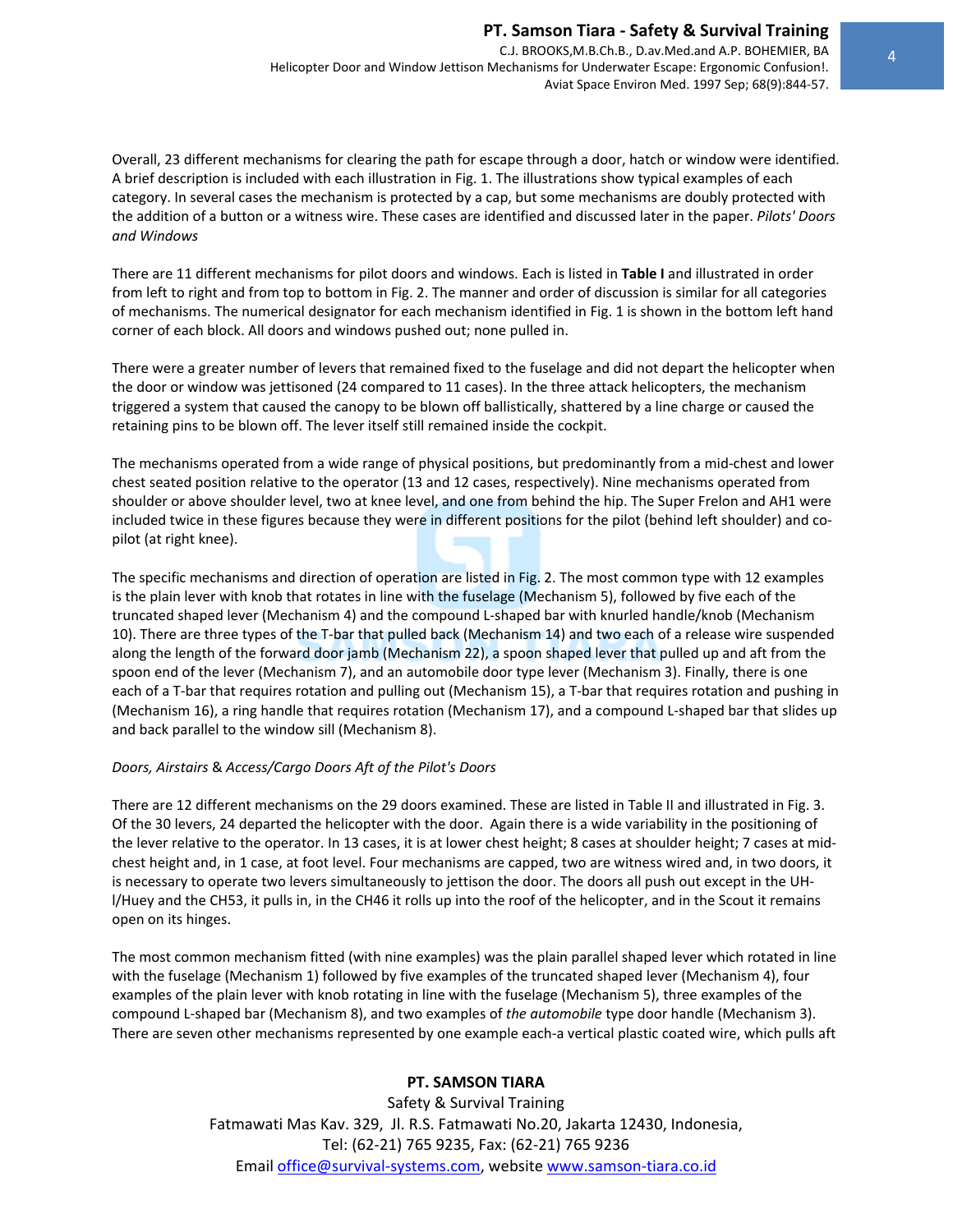Overall, 23 different mechanisms for clearing the path for escape through a door, hatch or window were identified. A brief description is included with each illustration in Fig. 1. The illustrations show typical examples of each category. In several cases the mechanism is protected by a cap, but some mechanisms are doubly protected with the addition of a button or a witness wire. These cases are identified and discussed later in the paper. *Pilots' Doors and Windows*

There are 11 different mechanisms for pilot doors and windows. Each is listed in **Table I** and illustrated in order from left to right and from top to bottom in Fig. 2. The manner and order of discussion is similar for all categories of mechanisms. The numerical designator for each mechanism identified in Fig. 1 is shown in the bottom left hand corner of each block. All doors and windows pushed out; none pulled in.

There were a greater number of levers that remained fixed to the fuselage and did not depart the helicopter when the door or window was jettisoned (24 compared to 11 cases). In the three attack helicopters, the mechanism triggered a system that caused the canopy to be blown off ballistically, shattered by a line charge or caused the retaining pins to be blown off. The lever itself still remained inside the cockpit.

The mechanisms operated from a wide range of physical positions, but predominantly from a mid-chest and lower chest seated position relative to the operator (13 and 12 cases, respectively). Nine mechanisms operated from shoulder or above shoulder level, two at knee level, and one from behind the hip. The Super Frelon and AH1 were included twice in these figures because they were in different positions for the pilot (behind left shoulder) and co-pilot (at right knee).

The specific mechanisms and direction of operation are listed in Fig. 2. The most common type with 12 examples is the plain lever with knob that rotates in line with the fuselage (Mechanism 5), followed by five each of the truncated shaped lever (Mechanism 4) and the compound L-shaped bar with knurled handle/knob (Mechanism 10). There are three types of the T-bar that pulled back (Mechanism 14) and two each of a release wire suspended along the length of the forward door jamb (Mechanism 22), a spoon shaped lever that pulled up and aft from the spoon end of the lever (Mechanism 7), and an automobile door type lever (Mechanism 3). Finally, there is one each of a T-bar that requires rotation and pulling out (Mechanism 15), a T-bar that requires rotation and pushing in (Mechanism 16), a ring handle that requires rotation (Mechanism 17), and a compound L-shaped bar that slides up and back parallel to the window sill (Mechanism 8).

*Doors, Airstairs* & *Access/Cargo Doors Aft of the Pilot's Doors*

There are 12 different mechanisms on the 29 doors examined. These are listed in Table II and illustrated in Fig. 3. Of the 30 levers, 24 departed the helicopter with the door. Again there is a wide variability in the positioning of the lever relative to the operator. In 13 cases, it is at lower chest height; 8 cases at shoulder height; 7 cases at mid-chest height and, in 1 case, at foot level. Four mechanisms are capped, two are witness wired and, in two doors, it is necessary to operate two levers simultaneously to jettison the door. The doors all push out except in the UH-l/Huey and the CH53, it pulls in, in the CH46 it rolls up into the roof of the helicopter, and in the Scout it remains open on its hinges.

The most common mechanism fitted (with nine examples) was the plain parallel shaped lever which rotated in line with the fuselage (Mechanism 1) followed by five examples of the truncated shaped lever (Mechanism 4), four examples of the plain lever with knob rotating in line with the fuselage (Mechanism 5), three examples of the compound L-shaped bar (Mechanism 8), and two examples of *the automobile* type door handle (Mechanism 3). There are seven other mechanisms represented by one example each-a vertical plastic coated wire, which pulls aft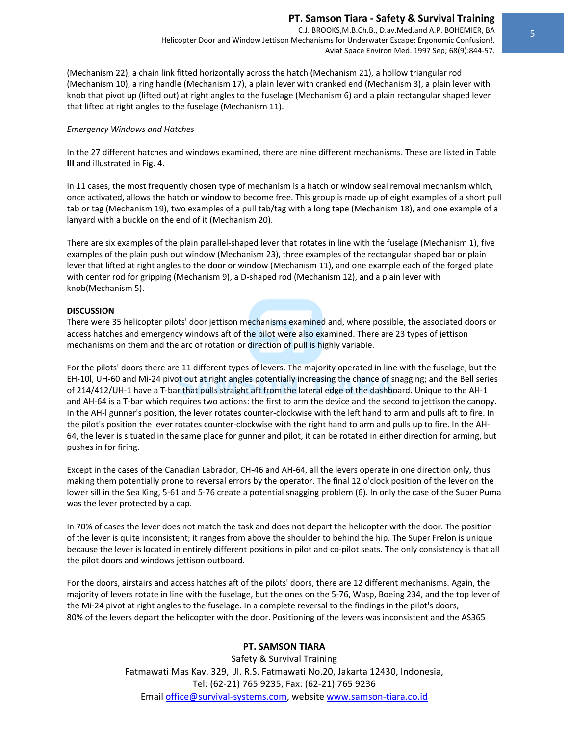(Mechanism 22), a chain link fitted horizontally across the hatch (Mechanism 21), a hollow triangular rod (Mechanism 10), a ring handle (Mechanism 17), a plain lever with cranked end (Mechanism 3), a plain lever with knob that pivot up (lifted out) at right angles to the fuselage (Mechanism 6) and a plain rectangular shaped lever that lifted at right angles to the fuselage (Mechanism 11).

*Emergency Windows and Hatches*

In the 27 different hatches and windows examined, there are nine different mechanisms. These are listed in Table **III** and illustrated in Fig. 4.

In 11 cases, the most frequently chosen type of mechanism is a hatch or window seal removal mechanism which, once activated, allows the hatch or window to become free. This group is made up of eight examples of a short pull tab or tag (Mechanism 19), two examples of a pull tab/tag with a long tape (Mechanism 18), and one example of a lanyard with a buckle on the end of it (Mechanism 20).

There are six examples of the plain parallel-shaped lever that rotates in line with the fuselage (Mechanism 1), five examples of the plain push out window (Mechanism 23), three examples of the rectangular shaped bar or plain lever that lifted at right angles to the door or window (Mechanism 11), and one example each of the forged plate with center rod for gripping (Mechanism 9), a D-shaped rod (Mechanism 12), and a plain lever with knob(Mechanism 5).

**DISCUSSION**

There were 35 helicopter pilots' door jettison mechanisms examined and, where possible, the associated doors or access hatches and emergency windows aft of the pilot were also examined. There are 23 types of jettison mechanisms on them and the arc of rotation or direction of pull is highly variable.

For the pilots' doors there are 11 different types of levers. The majority operated in line with the fuselage, but the EH-10l, UH-60 and Mi-24 pivot out at right angles potentially increasing the chance of snagging; and the Bell series of 214/412/UH-1 have a T-bar that pulls straight aft from the lateral edge of the dashboard. Unique to the AH-1 and AH-64 is a T-bar which requires two actions: the first to arm the device and the second to jettison the canopy. In the AH-l gunner's position, the lever rotates counter-clockwise with the left hand to arm and pulls aft to fire. In the pilot's position the lever rotates counter-clockwise with the right hand to arm and pulls up to fire. In the AH-64, the lever is situated in the same place for gunner and pilot, it can be rotated in either direction for arming, but pushes in for firing.

Except in the cases of the Canadian Labrador, CH-46 and AH-64, all the levers operate in one direction only, thus making them potentially prone to reversal errors by the operator. The final 12 o'clock position of the lever on the lower sill in the Sea King, 5-61 and 5-76 create a potential snagging problem (6). In only the case of the Super Puma was the lever protected by a cap.

In 70% of cases the lever does not match the task and does not depart the helicopter with the door. The position of the lever is quite inconsistent; it ranges from above the shoulder to behind the hip. The Super Frelon is unique because the lever is located in entirely different positions in pilot and co-pilot seats. The only consistency is that all the pilot doors and windows jettison outboard.

For the doors, airstairs and access hatches aft of the pilots' doors, there are 12 different mechanisms. Again, the majority of levers rotate in line with the fuselage, but the ones on the 5-76, Wasp, Boeing 234, and the top lever of the Mi-24 pivot at right angles to the fuselage. In a complete reversal to the findings in the pilot's doors, 80% of the levers depart the helicopter with the door. Positioning of the levers was inconsistent and the AS365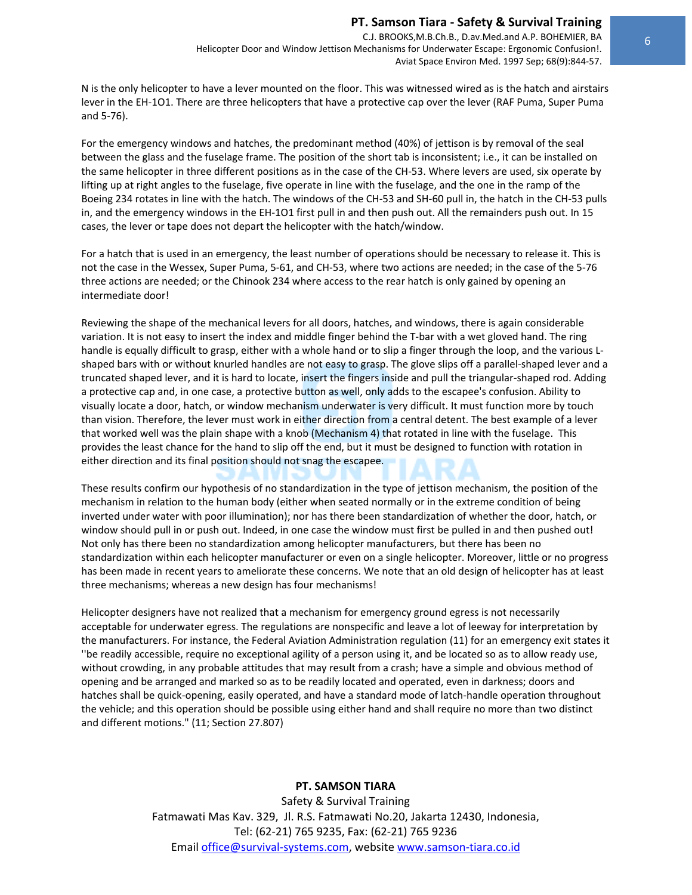N is the only helicopter to have a lever mounted on the floor. This was witnessed wired as is the hatch and airstairs lever in the EH-1O1. There are three helicopters that have a protective cap over the lever (RAF Puma, Super Puma and 5-76).

For the emergency windows and hatches, the predominant method (40%) of jettison is by removal of the seal between the glass and the fuselage frame. The position of the short tab is inconsistent; i.e., it can be installed on the same helicopter in three different positions as in the case of the CH-53. Where levers are used, six operate by lifting up at right angles to the fuselage, five operate in line with the fuselage, and the one in the ramp of the Boeing 234 rotates in line with the hatch. The windows of the CH-53 and SH-60 pull in, the hatch in the CH-53 pulls in, and the emergency windows in the EH-1O1 first pull in and then push out. All the remainders push out. In 15 cases, the lever or tape does not depart the helicopter with the hatch/window.

For a hatch that is used in an emergency, the least number of operations should be necessary to release it. This is not the case in the Wessex, Super Puma, 5-61, and CH-53, where two actions are needed; in the case of the 5-76 three actions are needed; or the Chinook 234 where access to the rear hatch is only gained by opening an intermediate door!

Reviewing the shape of the mechanical levers for all doors, hatches, and windows, there is again considerable variation. It is not easy to insert the index and middle finger behind the T-bar with a wet gloved hand. The ring handle is equally difficult to grasp, either with a whole hand or to slip a finger through the loop, and the various L-shaped bars with or without knurled handles are not easy to grasp. The glove slips off a parallel-shaped lever and a truncated shaped lever, and it is hard to locate, insert the fingers inside and pull the triangular-shaped rod. Adding a protective cap and, in one case, a protective button as well, only adds to the escapee's confusion. Ability to visually locate a door, hatch, or window mechanism underwater is very difficult. It must function more by touch than vision. Therefore, the lever must work in either direction from a central detent. The best example of a lever that worked well was the plain shape with a knob (Mechanism 4) that rotated in line with the fuselage. This provides the least chance for the hand to slip off the end, but it must be designed to function with rotation in either direction and its final position should not snag the escapee.

These results confirm our hypothesis of no standardization in the type of jettison mechanism, the position of the mechanism in relation to the human body (either when seated normally or in the extreme condition of being inverted under water with poor illumination); nor has there been standardization of whether the door, hatch, or window should pull in or push out. Indeed, in one case the window must first be pulled in and then pushed out! Not only has there been no standardization among helicopter manufacturers, but there has been no standardization within each helicopter manufacturer or even on a single helicopter. Moreover, little or no progress has been made in recent years to ameliorate these concerns. We note that an old design of helicopter has at least three mechanisms; whereas a new design has four mechanisms!

Helicopter designers have not realized that a mechanism for emergency ground egress is not necessarily acceptable for underwater egress. The regulations are nonspecific and leave a lot of leeway for interpretation by the manufacturers. For instance, the Federal Aviation Administration regulation (11) for an emergency exit states it ''be readily accessible, require no exceptional agility of a person using it, and be located so as to allow ready use, without crowding, in any probable attitudes that may result from a crash; have a simple and obvious method of opening and be arranged and marked so as to be readily located and operated, even in darkness; doors and hatches shall be quick-opening, easily operated, and have a standard mode of latch-handle operation throughout the vehicle; and this operation should be possible using either hand and shall require no more than two distinct and different motions." (11; Section 27.807)

**PT. SAMSON TIARA**
Safety & Survival Training
Fatmawati Mas Kav. 329, Jl. R.S. Fatmawati No.20, Jakarta 12430, Indonesia,
Tel: (62-21) 765 9235, Fax: (62-21) 765 9236
Email office@survival-systems.com, website www.samson-tiara.co.id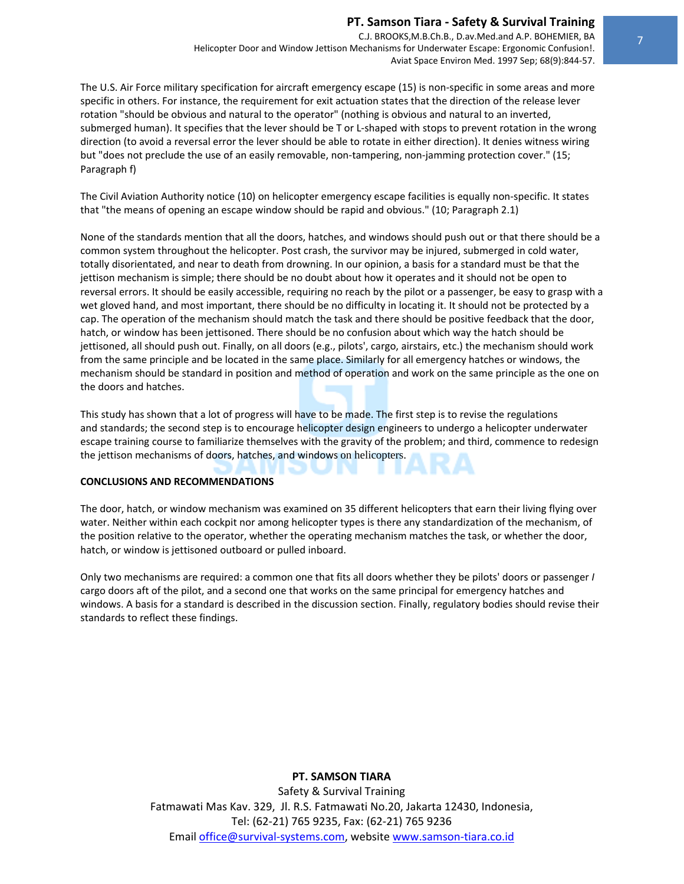The U.S. Air Force military specification for aircraft emergency escape (15) is non-specific in some areas and more specific in others. For instance, the requirement for exit actuation states that the direction of the release lever rotation "should be obvious and natural to the operator" (nothing is obvious and natural to an inverted, submerged human). It specifies that the lever should be T or L-shaped with stops to prevent rotation in the wrong direction (to avoid a reversal error the lever should be able to rotate in either direction). It denies witness wiring but "does not preclude the use of an easily removable, non-tampering, non-jamming protection cover." (15; Paragraph f)

The Civil Aviation Authority notice (10) on helicopter emergency escape facilities is equally non-specific. It states that "the means of opening an escape window should be rapid and obvious." (10; Paragraph 2.1)

None of the standards mention that all the doors, hatches, and windows should push out or that there should be a common system throughout the helicopter. Post crash, the survivor may be injured, submerged in cold water, totally disorientated, and near to death from drowning. In our opinion, a basis for a standard must be that the jettison mechanism is simple; there should be no doubt about how it operates and it should not be open to reversal errors. It should be easily accessible, requiring no reach by the pilot or a passenger, be easy to grasp with a wet gloved hand, and most important, there should be no difficulty in locating it. It should not be protected by a cap. The operation of the mechanism should match the task and there should be positive feedback that the door, hatch, or window has been jettisoned. There should be no confusion about which way the hatch should be jettisoned, all should push out. Finally, on all doors (e.g., pilots', cargo, airstairs, etc.) the mechanism should work from the same principle and be located in the same place. Similarly for all emergency hatches or windows, the mechanism should be standard in position and method of operation and work on the same principle as the one on the doors and hatches.

This study has shown that a lot of progress will have to be made. The first step is to revise the regulations and standards; the second step is to encourage helicopter design engineers to undergo a helicopter underwater escape training course to familiarize themselves with the gravity of the problem; and third, commence to redesign the jettison mechanisms of doors, hatches, and windows on helicopters.

**CONCLUSIONS AND RECOMMENDATIONS**

The door, hatch, or window mechanism was examined on 35 different helicopters that earn their living flying over water. Neither within each cockpit nor among helicopter types is there any standardization of the mechanism, of the position relative to the operator, whether the operating mechanism matches the task, or whether the door, hatch, or window is jettisoned outboard or pulled inboard.

Only two mechanisms are required: a common one that fits all doors whether they be pilots' doors or passenger / cargo doors aft of the pilot, and a second one that works on the same principal for emergency hatches and windows. A basis for a standard is described in the discussion section. Finally, regulatory bodies should revise their standards to reflect these findings.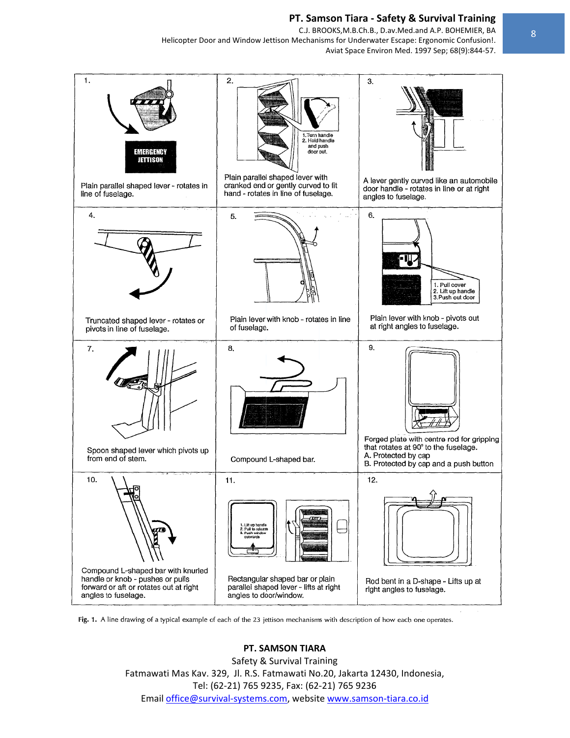| | | |
|---|---|---|
| 1. EMERGENCY JETTISON<br>Plain parallel shaped lever - rotates in line of fuselage. | 2. 1.Turn handle 2. Hold handle and push door out.<br>Plain parallel shaped lever with cranked end or gently curved to fit hand - rotates in line of fuselage. | 3.<br>A lever gently curved like an automobile door handle - rotates in line or at right angles to fuselage. |
| 4.<br>Truncated shaped lever - rotates or pivots in line of fuselage. | 5.<br>Plain lever with knob - rotates in line of fuselage. | 6. 1. Pull cover 2. Lift up handle 3.Push out door<br>Plain lever with knob - pivots out at right angles to fuselage. |
| 7.<br>Spoon shaped lever which pivots up from end of stem. | 8.<br>Compound L-shaped bar. | 9.<br>Forged plate with centre rod for gripping that rotates at 90° to the fuselage.<br>A. Protected by cap<br>B. Protected by cap and a push button |
| 10.<br>Compound L-shaped bar with knurled handle or knob - pushes or pulls forward or aft or rotates out at right angles to fuselage. | 11. 1. Lift up handle 2. Pull to release 3. Push window outwards<br>Rectangular shaped bar or plain parallel shaped lever - lifts at right angles to door/window. | 12.<br>Rod bent in a D-shape - Lifts up at right angles to fuselage. |

**Fig. 1.** A line drawing of a typical example of each of the 23 jettison mechanisms with description of how each one operates.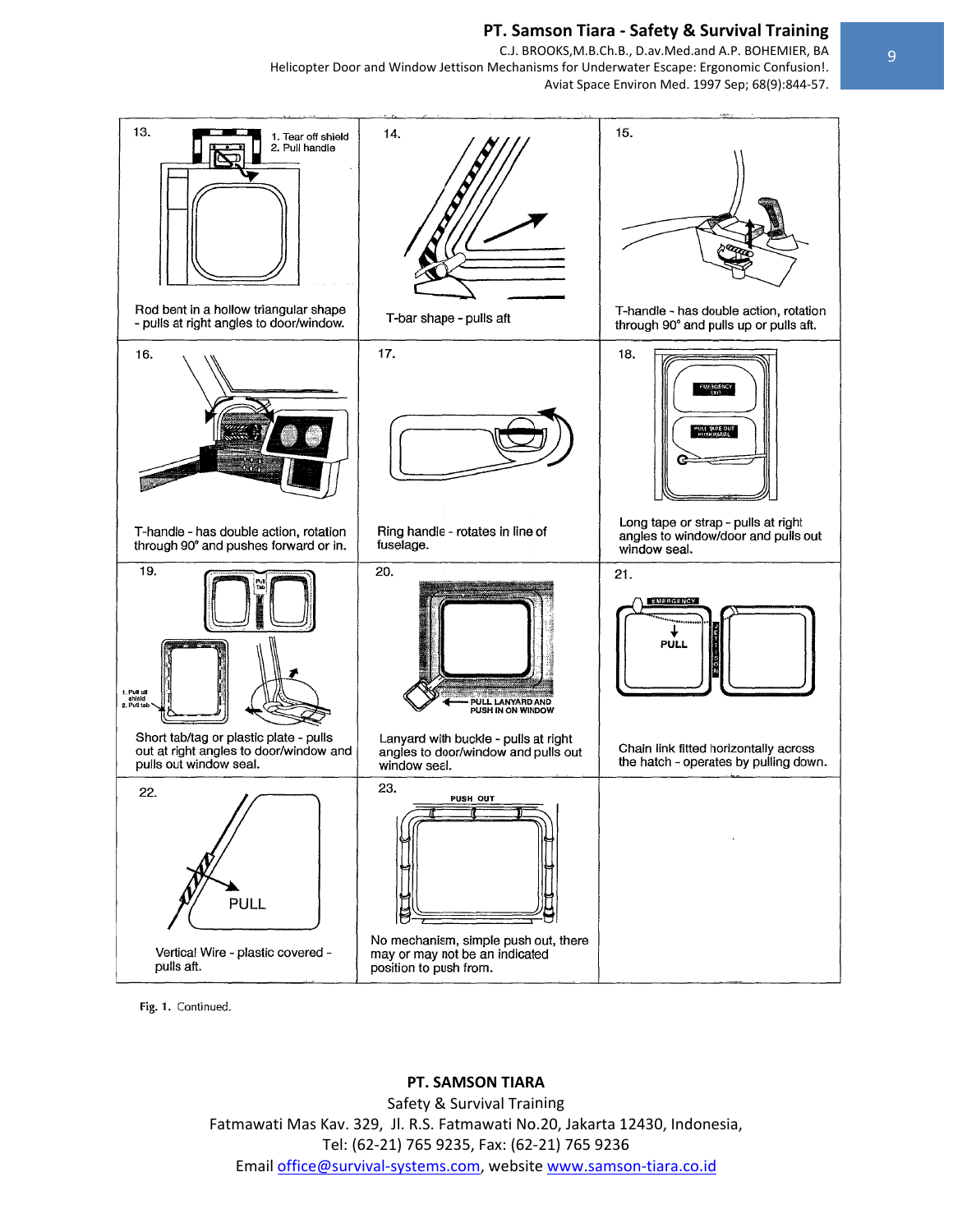13. Rod bent in a hollow triangular shape - pulls at right angles to door/window.

1. Tear off shield
2. Pull handle

14. T-bar shape - pulls aft

15. T-handle - has double action, rotation through 90° and pulls up or pulls aft.

16. T-handle - has double action, rotation through 90° and pushes forward or in.

17. Ring handle - rotates in line of fuselage.

18. Long tape or strap - pulls at right angles to window/door and pulls out window seal.

19. Short tab/tag or plastic plate - pulls out at right angles to door/window and pulls out window seal.

1. Pull off shield
2. Pull tab

20. Lanyard with buckle - pulls at right angles to door/window and pulls out window seal.

PULL LANYARD AND PUSH IN ON WINDOW

21. Chain link fitted horizontally across the hatch - operates by pulling down.

22. Vertical Wire - plastic covered - pulls aft.

23. No mechanism, simple push out, there may or may not be an indicated position to push from.

PUSH OUT

Fig. 1. Continued.

**PT. SAMSON TIARA**
Safety & Survival Training
Fatmawati Mas Kav. 329, Jl. R.S. Fatmawati No.20, Jakarta 12430, Indonesia,
Tel: (62-21) 765 9235, Fax: (62-21) 765 9236
Email office@survival-systems.com, website www.samson-tiara.co.id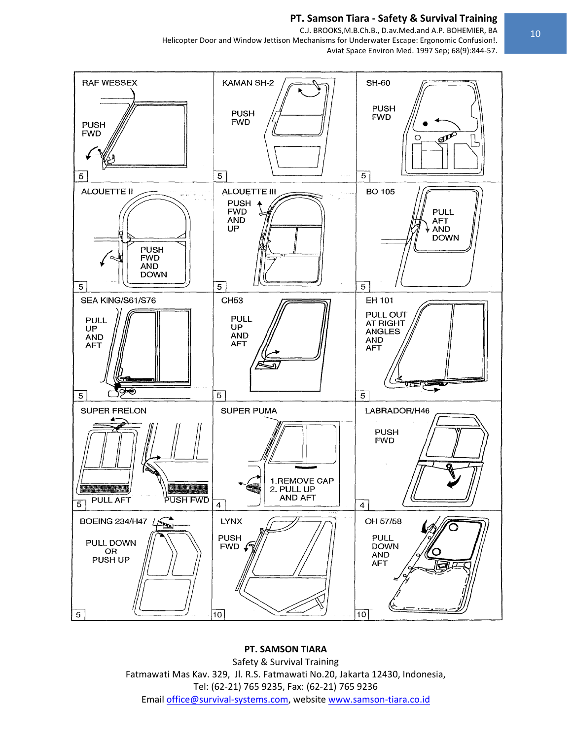| | | |
|---|---|---|
| RAF WESSEX<br>PUSH FWD<br>5 | KAMAN SH-2<br>PUSH FWD<br>5 | SH-60<br>PUSH FWD<br>5 |
| ALOUETTE II<br>PUSH FWD AND DOWN<br>5 | ALOUETTE III<br>PUSH FWD AND UP<br>5 | BO 105<br>PULL AFT AND DOWN<br>5 |
| SEA KING/S61/S76<br>PULL UP AND AFT<br>5 | CH53<br>PULL UP AND AFT<br>5 | EH 101<br>PULL OUT AT RIGHT ANGLES AND AFT<br>5 |
| SUPER FRELON<br>PULL AFT<br>PUSH FWD<br>5 | SUPER PUMA<br>1. REMOVE CAP<br>2. PULL UP AND AFT<br>4 | LABRADOR/H46<br>PUSH FWD<br>4 |
| BOEING 234/H47<br>PULL DOWN OR PUSH UP<br>5 | LYNX<br>PUSH FWD<br>10 | OH 57/58<br>PULL DOWN AND AFT<br>10 |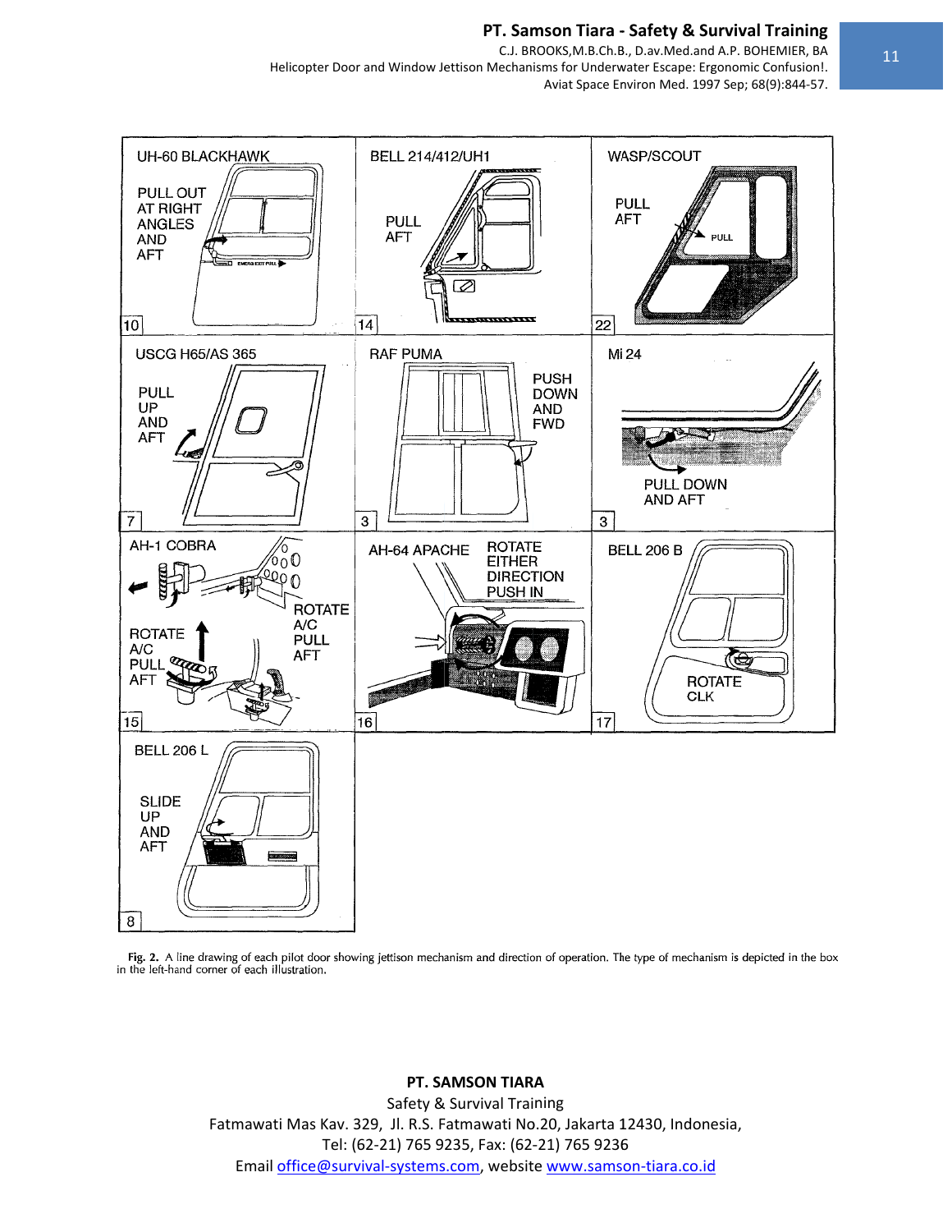| UH-60 BLACKHAWK<br>PULL OUT AT RIGHT ANGLES AND AFT<br>10 | BELL 214/412/UH1<br>PULL AFT<br>14 | WASP/SCOUT<br>PULL AFT<br>22 |
|---|---|---|
| USCG H65/AS 365<br>PULL UP AND AFT<br>7 | RAF PUMA<br>PUSH DOWN AND FWD<br>3 | Mi 24<br>PULL DOWN AND AFT<br>3 |
| AH-1 COBRA<br>ROTATE A/C PULL AFT<br>ROTATE A/C PULL AFT<br>15 | AH-64 APACHE<br>ROTATE EITHER DIRECTION PUSH IN<br>16 | BELL 206 B<br>ROTATE CLK<br>17 |
| BELL 206 L<br>SLIDE UP AND AFT<br>8 | | |

**Fig. 2.** A line drawing of each pilot door showing jettison mechanism and direction of operation. The type of mechanism is depicted in the box in the left-hand corner of each illustration.

**PT. SAMSON TIARA**
Safety & Survival Training
Fatmawati Mas Kav. 329, Jl. R.S. Fatmawati No.20, Jakarta 12430, Indonesia,
Tel: (62-21) 765 9235, Fax: (62-21) 765 9236
Email office@survival-systems.com, website www.samson-tiara.co.id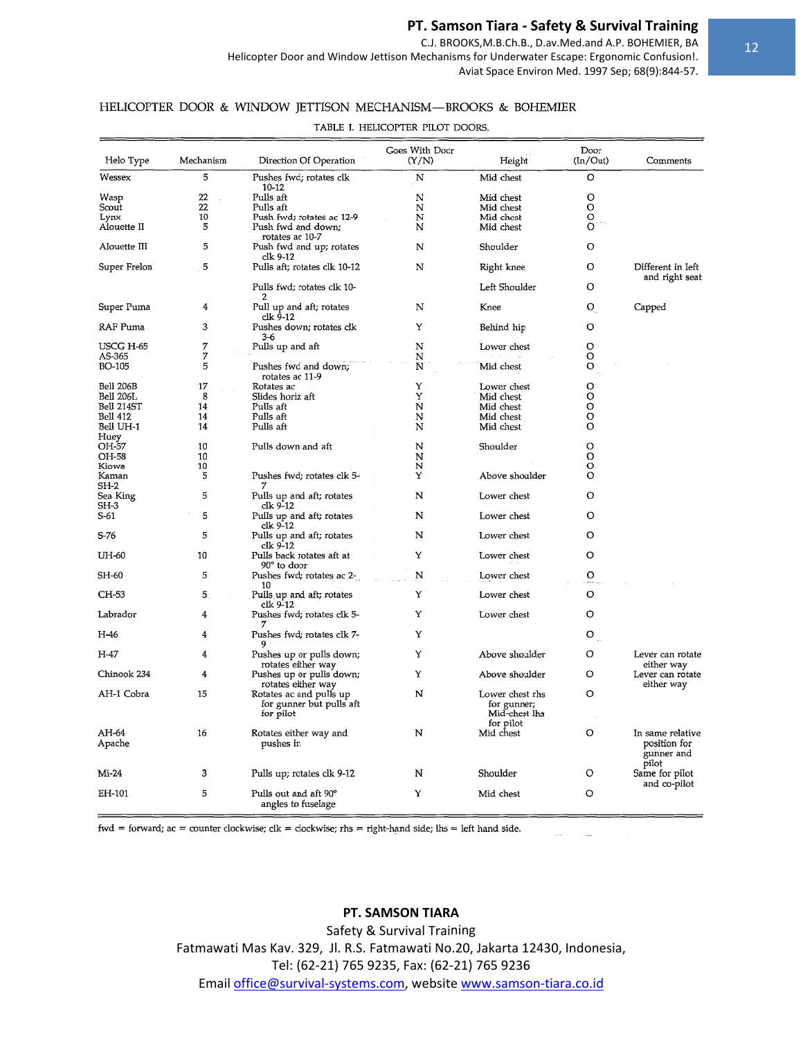HELICOPTER DOOR & WINDOW JETTISON MECHANISM—BROOKS & BOHEMIER

TABLE I. HELICOPTER PILOT DOORS.

| Helo Type | Mechanism | Direction Of Operation | Goes With Door (Y/N) | Height | Door (In/Out) | Comments |
|---|---|---|---|---|---|---|
| Wessex | 5 | Pushes fwd; rotates clk 10-12 | N | Mid chest | O | |
| Wasp | 22 | Pulls aft | N | Mid chest | O | |
| Scout | 22 | Pulls aft | N | Mid chest | O | |
| Lynx | 10 | Push fwd; rotates ac 12-9 | N | Mid chest | O | |
| Alouette II | 5 | Push fwd and down; rotates ac 10-7 | N | Mid chest | O | |
| Alouette III | 5 | Push fwd and up; rotates clk 9-12 | N | Shoulder | O | |
| Super Frelon | 5 | Pulls aft; rotates clk 10-12 | N | Right knee | O | Different in left and right seat |
| | | Pulls fwd; rotates clk 10-2 | | Left Shoulder | O | |
| Super Puma | 4 | Pull up and aft; rotates clk 9-12 | N | Knee | O | Capped |
| RAF Puma | 3 | Pushes down; rotates clk 3-6 | Y | Behind hip | O | |
| USCG H-65 | 7 | Pulls up and aft | N | Lower chest | O | |
| AS-365 | 7 | | N | | O | |
| BO-105 | 5 | Pushes fwd and down; rotates ac 11-9 | N | Mid chest | O | |
| Bell 206B | 17 | Rotates ac | Y | Lower chest | O | |
| Bell 206L | 8 | Slides horiz aft | Y | Mid chest | O | |
| Bell 214ST | 14 | Pulls aft | N | Mid chest | O | |
| Bell 412 | 14 | Pulls aft | N | Mid chest | O | |
| Bell UH-1 Huey | 14 | Pulls aft | N | Mid chest | O | |
| OH-57 | 10 | Pulls down and aft | N | Shoulder | O | |
| OH-58 | 10 | | N | | O | |
| Kiowa | 10 | | N | | O | |
| Kaman SH-2 | 5 | Pushes fwd; rotates clk 5-7 | Y | Above shoulder | O | |
| Sea King SH-3 | 5 | Pulls up and aft; rotates clk 9-12 | N | Lower chest | O | |
| S-61 | 5 | Pulls up and aft; rotates clk 9-12 | N | Lower chest | O | |
| S-76 | 5 | Pulls up and aft; rotates clk 9-12 | N | Lower chest | O | |
| UH-60 | 10 | Pulls back rotates aft at 90° to door | Y | Lower chest | O | |
| SH-60 | 5 | Pushes fwd; rotates ac 2-10 | N | Lower chest | O | |
| CH-53 | 5 | Pulls up and aft; rotates clk 9-12 | Y | Lower chest | O | |
| Labrador | 4 | Pushes fwd; rotates clk 5-7 | Y | Lower chest | O | |
| H-46 | 4 | Pushes fwd; rotates clk 7-9 | Y | | O | |
| H-47 | 4 | Pushes up or pulls down; rotates either way | Y | Above shoulder | O | Lever can rotate either way |
| Chinook 234 | 4 | Pushes up or pulls down; rotates either way | Y | Above shoulder | O | Lever can rotate either way |
| AH-1 Cobra | 15 | Rotates ac and pulls up for gunner but pulls aft for pilot | N | Lower chest rhs for gunner; Mid-chest lhs for pilot | O | |
| AH-64 Apache | 16 | Rotates either way and pushes in | N | Mid chest | O | In same relative position for gunner and pilot |
| Mi-24 | 3 | Pulls up; rotates clk 9-12 | N | Shoulder | O | Same for pilot and co-pilot |
| EH-101 | 5 | Pulls out and aft 90° angles to fuselage | Y | Mid chest | O | |

fwd = forward; ac = counter clockwise; clk = clockwise; rhs = right-hand side; lhs = left hand side.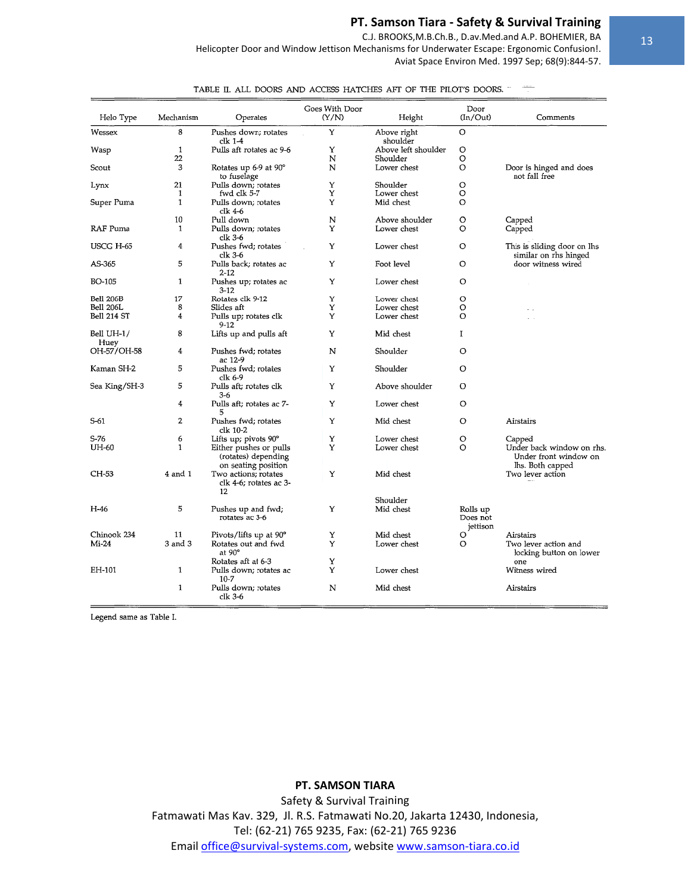TABLE II. ALL DOORS AND ACCESS HATCHES AFT OF THE PILOT'S DOORS.

| Helo Type | Mechanism | Operates | Goes With Door (Y/N) | Height | Door (In/Out) | Comments |
|---|---|---|---|---|---|---|
| Wessex | 8 | Pushes down; rotates clk 1-4 | Y | Above right shoulder | O | |
| Wasp | 1 | Pulls aft rotates ac 9-6 | Y | Above left shoulder | O | |
| | 22 | | N | Shoulder | O | |
| Scout | 3 | Rotates up 6-9 at 90° to fuselage | N | Lower chest | O | Door is hinged and does not fall free |
| Lynx | 21 | Pulls down; rotates | Y | Shoulder | O | |
| | 1 | fwd clk 5-7 | Y | Lower chest | O | |
| Super Puma | 1 | Pulls down; rotates clk 4-6 | Y | Mid chest | O | |
| | 10 | Pull down | N | Above shoulder | O | Capped |
| RAF Puma | 1 | Pulls down; rotates clk 3-6 | Y | Lower chest | O | Capped |
| USCG H-65 | 4 | Pushes fwd; rotates clk 3-6 | Y | Lower chest | O | This is sliding door on lhs similar on rhs hinged door witness wired |
| AS-365 | 5 | Pulls back; rotates ac 2-12 | Y | Foot level | O | |
| BO-105 | 1 | Pushes up; rotates ac 3-12 | Y | Lower chest | O | |
| Bell 206B | 17 | Rotates clk 9-12 | Y | Lower chest | O | |
| Bell 206L | 8 | Slides aft | Y | Lower chest | O | |
| Bell 214 ST | 4 | Pulls up; rotates clk 9-12 | Y | Lower chest | O | |
| Bell UH-1/ Huey | 8 | Lifts up and pulls aft | Y | Mid chest | I | |
| OH-57/OH-58 | 4 | Pushes fwd; rotates ac 12-9 | N | Shoulder | O | |
| Kaman SH-2 | 5 | Pushes fwd; rotates clk 6-9 | Y | Shoulder | O | |
| Sea King/SH-3 | 5 | Pulls aft; rotates clk 3-6 | Y | Above shoulder | O | |
| | 4 | Pulls aft; rotates ac 7-5 | Y | Lower chest | O | |
| S-61 | 2 | Pushes fwd; rotates clk 10-2 | Y | Mid chest | O | Airstairs |
| S-76 | 6 | Lifts up; pivots 90° | Y | Lower chest | O | Capped |
| UH-60 | 1 | Either pushes or pulls (rotates) depending on seating position | Y | Lower chest | O | Under back window on rhs. Under front window on lhs. Both capped |
| CH-53 | 4 and 1 | Two actions; rotates clk 4-6; rotates ac 3-12 | Y | Mid chest | | Two lever action |
| H-46 | 5 | Pushes up and fwd; rotates ac 3-6 | Y | Shoulder Mid chest | Rolls up Does not jettison | |
| Chinook 234 | 11 | Pivots/lifts up at 90° | Y | Mid chest | O | Airstairs |
| Mi-24 | 3 and 3 | Rotates out and fwd at 90° | Y | Lower chest | O | Two lever action and locking button on lower one |
| | | Rotates aft at 6-3 | Y | | | |
| EH-101 | 1 | Pulls down; rotates ac 10-7 | Y | Lower chest | | Witness wired |
| | 1 | Pulls down; rotates clk 3-6 | N | Mid chest | | Airstairs |

Legend same as Table I.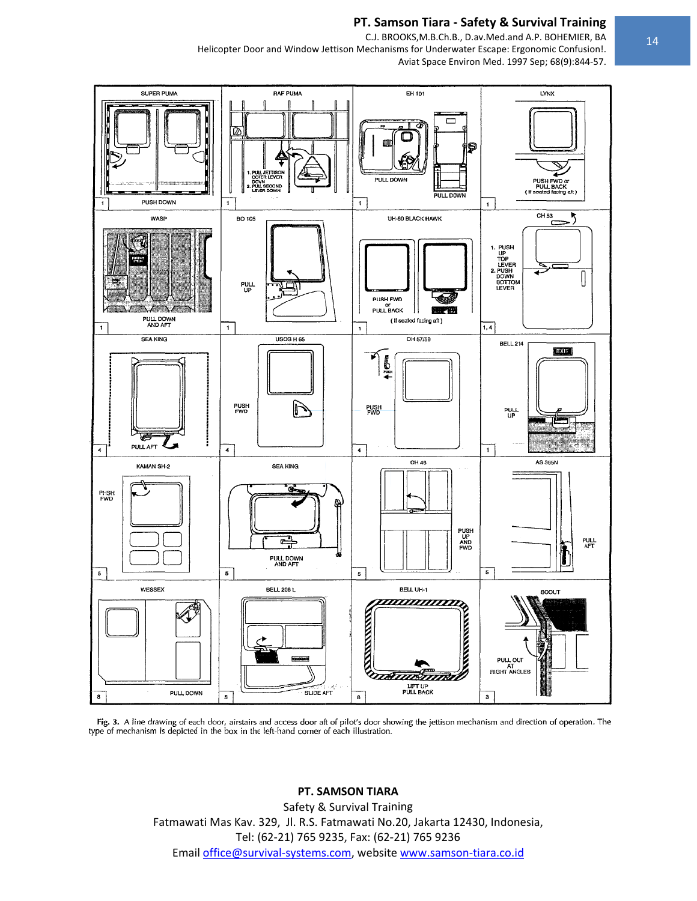**Fig. 3.** A line drawing of each door, airstairs and access door aft of pilot's door showing the jettison mechanism and direction of operation. The type of mechanism is depicted in the box in the left-hand corner of each illustration.

**PT. SAMSON TIARA**

Safety & Survival Training

Fatmawati Mas Kav. 329, Jl. R.S. Fatmawati No.20, Jakarta 12430, Indonesia,

Tel: (62-21) 765 9235, Fax: (62-21) 765 9236

Email office@survival-systems.com, website www.samson-tiara.co.id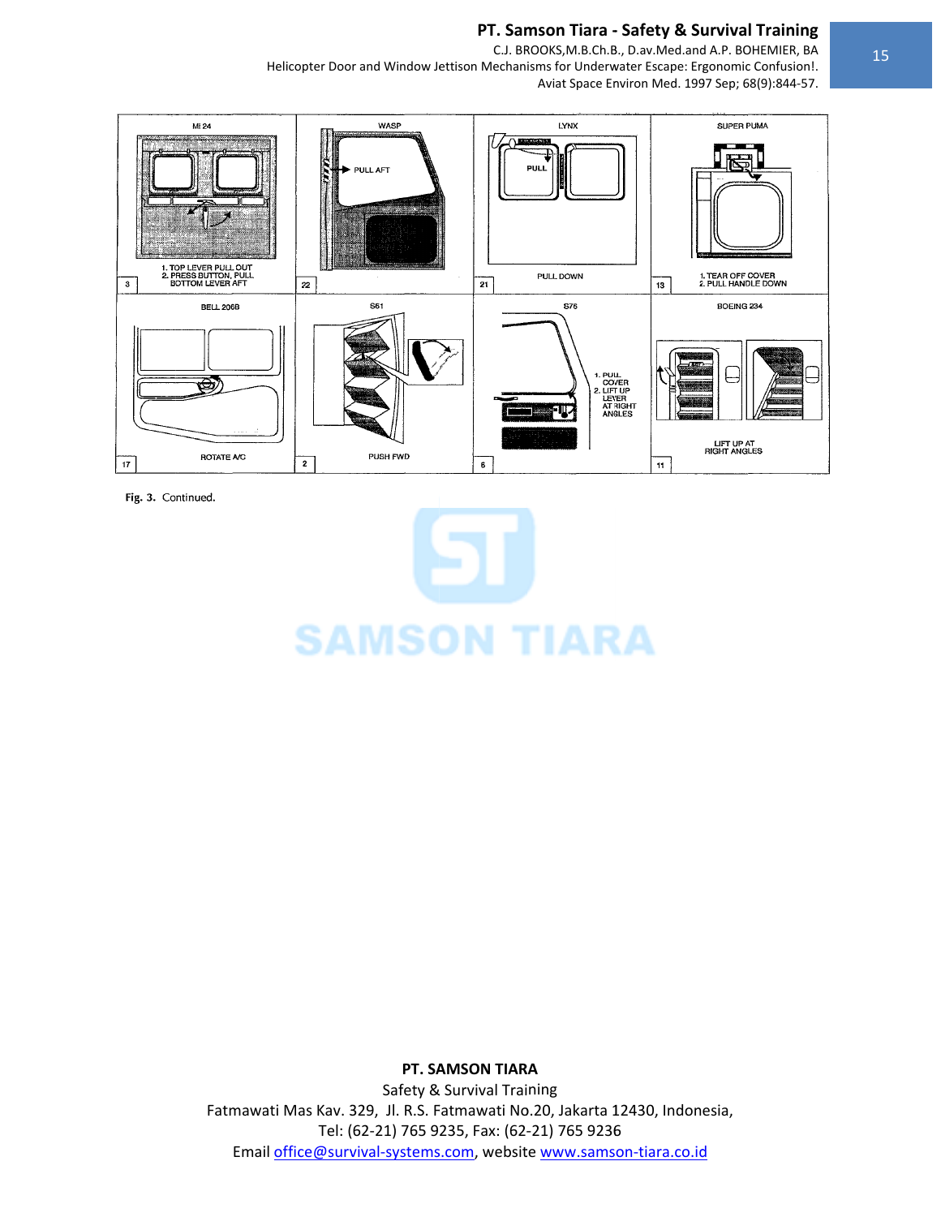| MI 24 | WASP | LYNX | SUPER PUMA |
| --- | --- | --- | --- |
| 1. TOP LEVER PULL OUT 2. PRESS BUTTON, PULL BOTTOM LEVER AFT | PULL AFT | PULL / PULL DOWN | 1. TEAR OFF COVER 2. PULL HANDLE DOWN |
| 3 | 22 | 21 | 13 |

| BELL 206B | S61 | S76 | BOEING 234 |
| --- | --- | --- | --- |
| ROTATE A/C | PUSH FWD | 1. PULL COVER 2. LIFT UP LEVER AT RIGHT ANGLES | LIFT UP AT RIGHT ANGLES |
| 17 | 2 | 6 | 11 |

**Fig. 3.** Continued.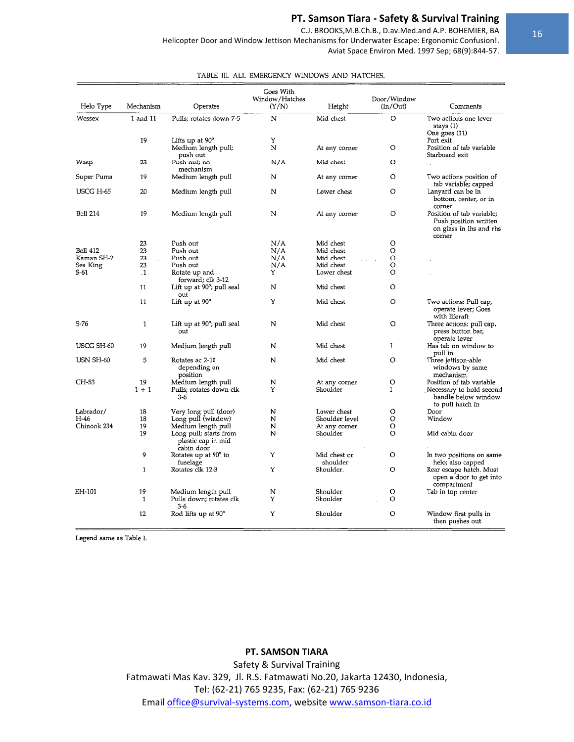TABLE III. ALL EMERGENCY WINDOWS AND HATCHES.

| Helo Type | Mechanism | Operates | Goes With Window/Hatches (Y/N) | Height | Door/Window (In/Out) | Comments |
|---|---|---|---|---|---|---|
| Wessex | 1 and 11 | Pulls; rotates down 7-5 | N | Mid chest | O | Two actions one lever stays (1) One goes (11) |
| | 19 | Lifts up at 90° | Y | | | Port exit |
| | | Medium length pull; push out | N | At any corner | O | Position of tab variable Starboard exit |
| Wasp | 23 | Push out; no mechanism | N/A | Mid chest | O | |
| Super Puma | 19 | Medium length pull | N | At any corner | O | Two actions position of tab variable; capped |
| USCG H-65 | 20 | Medium length pull | N | Lower chest | O | Lanyard can be in bottom, center, or in corner |
| Bell 214 | 19 | Medium length pull | N | At any corner | O | Position of tab variable; Push position written on glass in lhs and rhs corner |
| | 23 | Push out | N/A | Mid chest | O | |
| Bell 412 | 23 | Push out | N/A | Mid chest | O | |
| Kaman SH-2 | 23 | Push out | N/A | Mid chest | O | |
| Sea King | 23 | Push out | N/A | Mid chest | O | |
| S-61 | 1 | Rotate up and forward; clk 3-12 | Y | Lower chest | O | |
| | 11 | Lift up at 90°; pull seal out | N | Mid chest | O | |
| | 11 | Lift up at 90° | Y | Mid chest | O | Two actions: Pull cap, operate lever; Goes with liferaft |
| S-76 | 1 | Lift up at 90°; pull seal out | N | Mid chest | O | Three actions: pull cap, press button bar, operate lever |
| USCG SH-60 | 19 | Medium length pull | N | Mid chest | I | Has tab on window to pull in |
| USN SH-60 | 5 | Rotates ac 2-10 depending on position | N | Mid chest | O | Three jettison-able windows by same mechanism |
| CH-53 | 19 | Medium length pull | N | At any corner | O | Position of tab variable |
| | 1 + 1 | Pulls; rotates down clk 3-6 | Y | Shoulder | I | Necessary to hold second handle below window to pull hatch in |
| Labrador/ | 18 | Very long pull (door) | N | Lower chest | O | Door |
| H-46 | 18 | Long pull (window) | N | Shoulder level | O | Window |
| Chinook 234 | 19 | Medium length pull | N | At any corner | O | |
| | 19 | Long pull; starts from plastic cap in mid cabin door | N | Shoulder | O | Mid cabin door |
| | 9 | Rotates up at 90° to fuselage | Y | Mid chest or shoulder | O | In two positions on same helo; also capped |
| | 1 | Rotates clk 12-3 | Y | Shoulder | O | Rear escape hatch. Must open a door to get into compartment |
| EH-101 | 19 | Medium length pull | N | Shoulder | O | Tab in top center |
| | 1 | Pulls down; rotates clk 3-6 | Y | Shoulder | O | |
| | 12 | Rod lifts up at 90° | Y | Shoulder | O | Window first pulls in then pushes out |

Legend same as Table I.

**PT. SAMSON TIARA**
Safety & Survival Training
Fatmawati Mas Kav. 329, Jl. R.S. Fatmawati No.20, Jakarta 12430, Indonesia,
Tel: (62-21) 765 9235, Fax: (62-21) 765 9236
Email office@survival-systems.com, website www.samson-tiara.co.id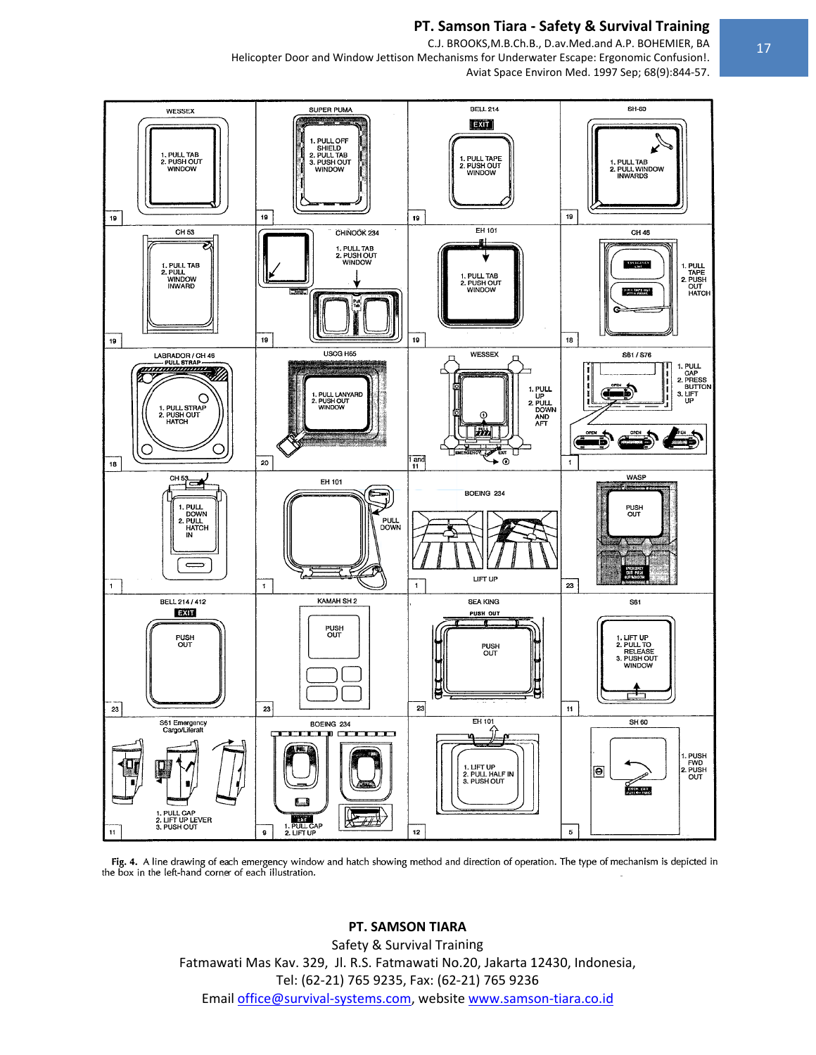Fig. 4. A line drawing of each emergency window and hatch showing method and direction of operation. The type of mechanism is depicted in the box in the left-hand corner of each illustration.

**PT. SAMSON TIARA**

Safety & Survival Training

Fatmawati Mas Kav. 329, Jl. R.S. Fatmawati No.20, Jakarta 12430, Indonesia,

Tel: (62-21) 765 9235, Fax: (62-21) 765 9236

Email office@survival-systems.com, website www.samson-tiara.co.id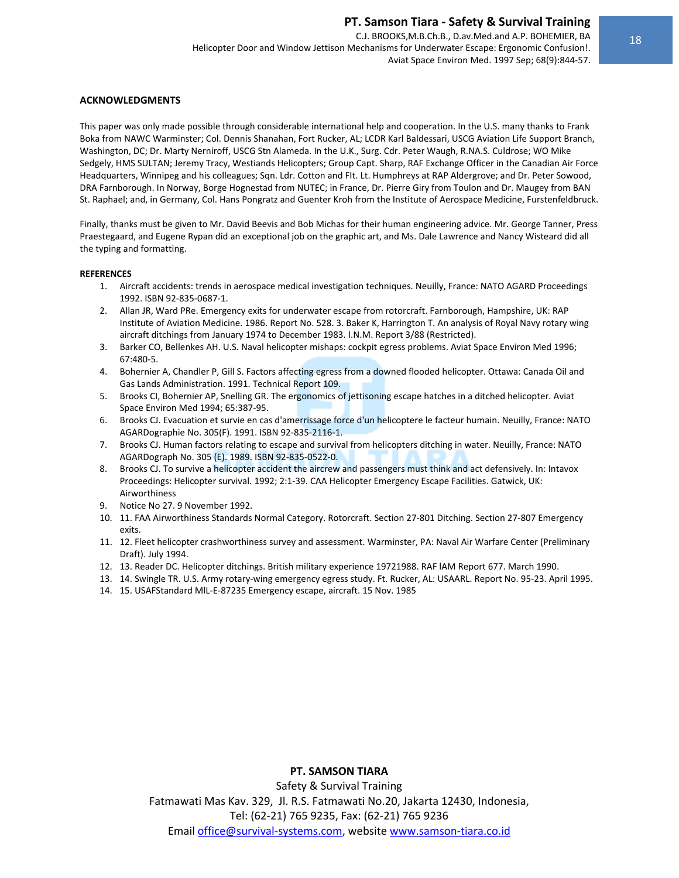**ACKNOWLEDGMENTS**

This paper was only made possible through considerable international help and cooperation. In the U.S. many thanks to Frank Boka from NAWC Warminster; Col. Dennis Shanahan, Fort Rucker, AL; LCDR Karl Baldessari, USCG Aviation Life Support Branch, Washington, DC; Dr. Marty Nerniroff, USCG Stn Alameda. In the U.K., Surg. Cdr. Peter Waugh, R.NA.S. Culdrose; WO Mike Sedgely, HMS SULTAN; Jeremy Tracy, Westiands Helicopters; Group Capt. Sharp, RAF Exchange Officer in the Canadian Air Force Headquarters, Winnipeg and his colleagues; Sqn. Ldr. Cotton and Flt. Lt. Humphreys at RAP Aldergrove; and Dr. Peter Sowood, DRA Farnborough. In Norway, Borge Hognestad from NUTEC; in France, Dr. Pierre Giry from Toulon and Dr. Maugey from BAN St. Raphael; and, in Germany, Col. Hans Pongratz and Guenter Kroh from the Institute of Aerospace Medicine, Furstenfeldbruck.

Finally, thanks must be given to Mr. David Beevis and Bob Michas for their human engineering advice. Mr. George Tanner, Press Praestegaard, and Eugene Rypan did an exceptional job on the graphic art, and Ms. Dale Lawrence and Nancy Wisteard did all the typing and formatting.

**REFERENCES**

1. Aircraft accidents: trends in aerospace medical investigation techniques. Neuilly, France: NATO AGARD Proceedings 1992. ISBN 92-835-0687-1.
2. Allan JR, Ward PRe. Emergency exits for underwater escape from rotorcraft. Farnborough, Hampshire, UK: RAP Institute of Aviation Medicine. 1986. Report No. 528. 3. Baker K, Harrington T. An analysis of Royal Navy rotary wing aircraft ditchings from January 1974 to December 1983. I.N.M. Report 3/88 (Restricted).
3. Barker CO, Bellenkes AH. U.S. Naval helicopter mishaps: cockpit egress problems. Aviat Space Environ Med 1996; 67:480-5.
4. Bohernier A, Chandler P, Gill S. Factors affecting egress from a downed flooded helicopter. Ottawa: Canada Oil and Gas Lands Administration. 1991. Technical Report 109.
5. Brooks CI, Bohernier AP, Snelling GR. The ergonomics of jettisoning escape hatches in a ditched helicopter. Aviat Space Environ Med 1994; 65:387-95.
6. Brooks CJ. Evacuation et survie en cas d'amerrissage force d'un helicoptere le facteur humain. Neuilly, France: NATO AGARDographie No. 305(F). 1991. ISBN 92-835-2116-1.
7. Brooks CJ. Human factors relating to escape and survival from helicopters ditching in water. Neuilly, France: NATO AGARDograph No. 305 (E). 1989. ISBN 92-835-0522-0.
8. Brooks CJ. To survive a helicopter accident the aircrew and passengers must think and act defensively. In: Intavox Proceedings: Helicopter survival. 1992; 2:1-39. CAA Helicopter Emergency Escape Facilities. Gatwick, UK: Airworthiness
9. Notice No 27. 9 November 1992.
10. 11. FAA Airworthiness Standards Normal Category. Rotorcraft. Section 27-801 Ditching. Section 27-807 Emergency exits.
11. 12. Fleet helicopter crashworthiness survey and assessment. Warminster, PA: Naval Air Warfare Center (Preliminary Draft). July 1994.
12. 13. Reader DC. Helicopter ditchings. British military experience 19721988. RAF lAM Report 677. March 1990.
13. 14. Swingle TR. U.S. Army rotary-wing emergency egress study. Ft. Rucker, AL: USAARL. Report No. 95-23. April 1995.
14. 15. USAFStandard MIL-E-87235 Emergency escape, aircraft. 15 Nov. 1985

**PT. SAMSON TIARA**

Safety & Survival Training

Fatmawati Mas Kav. 329, Jl. R.S. Fatmawati No.20, Jakarta 12430, Indonesia,

Tel: (62-21) 765 9235, Fax: (62-21) 765 9236

Email office@survival-systems.com, website www.samson-tiara.co.id